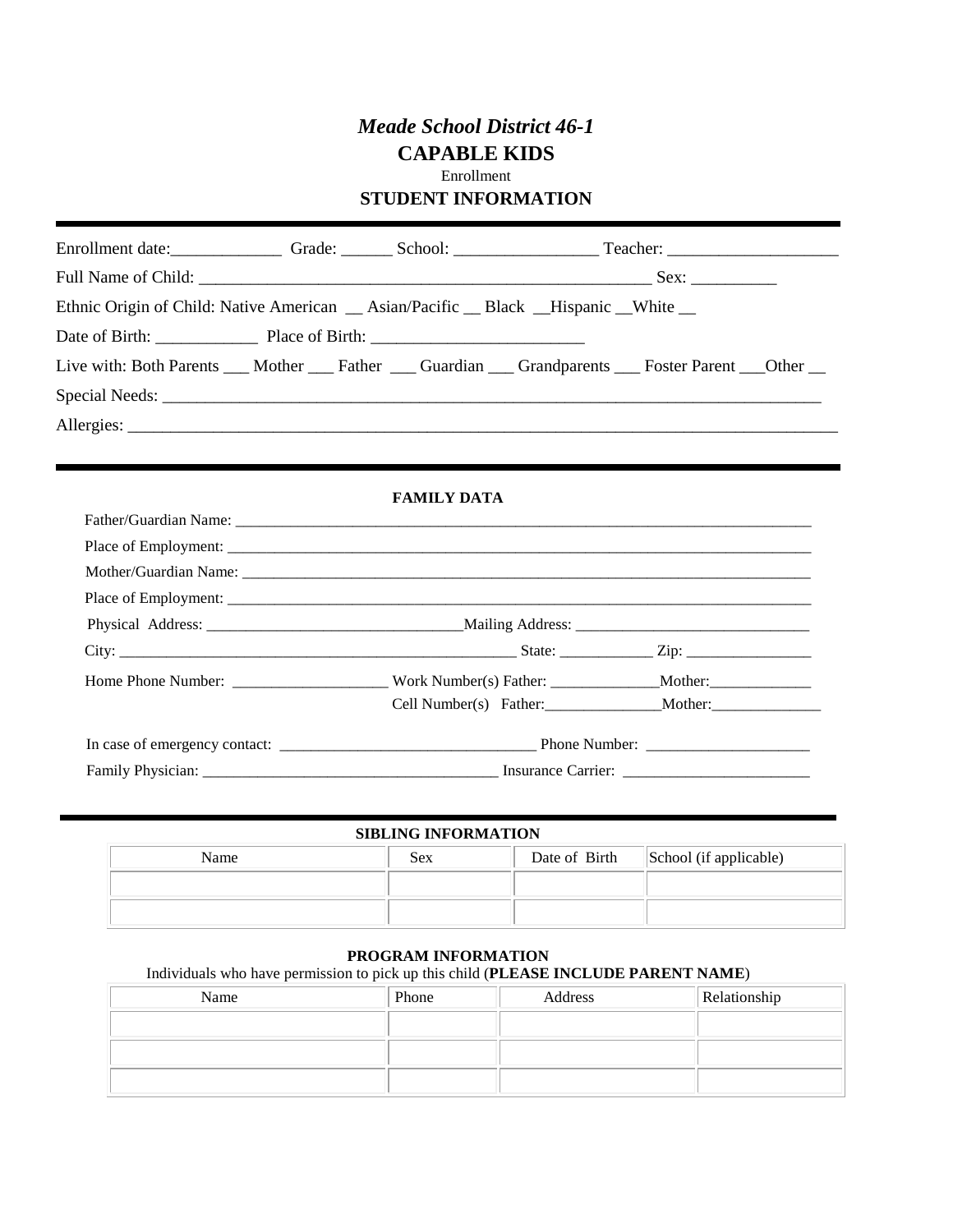# *Meade School District 46-1*

## CAPABLE KIDS

Enrollment

## STUDENT INFORMATION

---

Enrollment date:_____________ Grade: ______ School: ________________ Teacher: ___________________

Full Name of Child: ____________________________________________________ Sex: _________

Ethnic Origin of Child: Native American __ Asian/Pacific __ Black __Hispanic __White __

Date of Birth: ____________ Place of Birth: ________________________

Live with: Both Parents ___ Mother ___ Father ___ Guardian ___ Grandparents ___ Foster Parent ___Other __

Special Needs: ___________________________________________________________________________

Allergies: ________________________________________________________________________________

---

### FAMILY DATA

Father/Guardian Name: ___________________________________________________________________

Place of Employment: ____________________________________________________________________

Mother/Guardian Name: __________________________________________________________________

Place of Employment: ____________________________________________________________________

Physical Address: ________________________________Mailing Address: ____________________________

City: ____________________________________________________ State: ____________ Zip: ________________

Home Phone Number: ___________________ Work Number(s) Father: _____________Mother:_____________

Cell Number(s) Father:______________Mother:_____________

In case of emergency contact: ________________________________ Phone Number: ____________________

Family Physician: ____________________________________ Insurance Carrier: _______________________

---

### SIBLING INFORMATION

| Name | Sex | Date of Birth | School (if applicable) |
|---|---|---|---|
| | | | |
| | | | |

### PROGRAM INFORMATION

Individuals who have permission to pick up this child (**PLEASE INCLUDE PARENT NAME**)

| Name | Phone | Address | Relationship |
|---|---|---|---|
| | | | |
| | | | |
| | | | |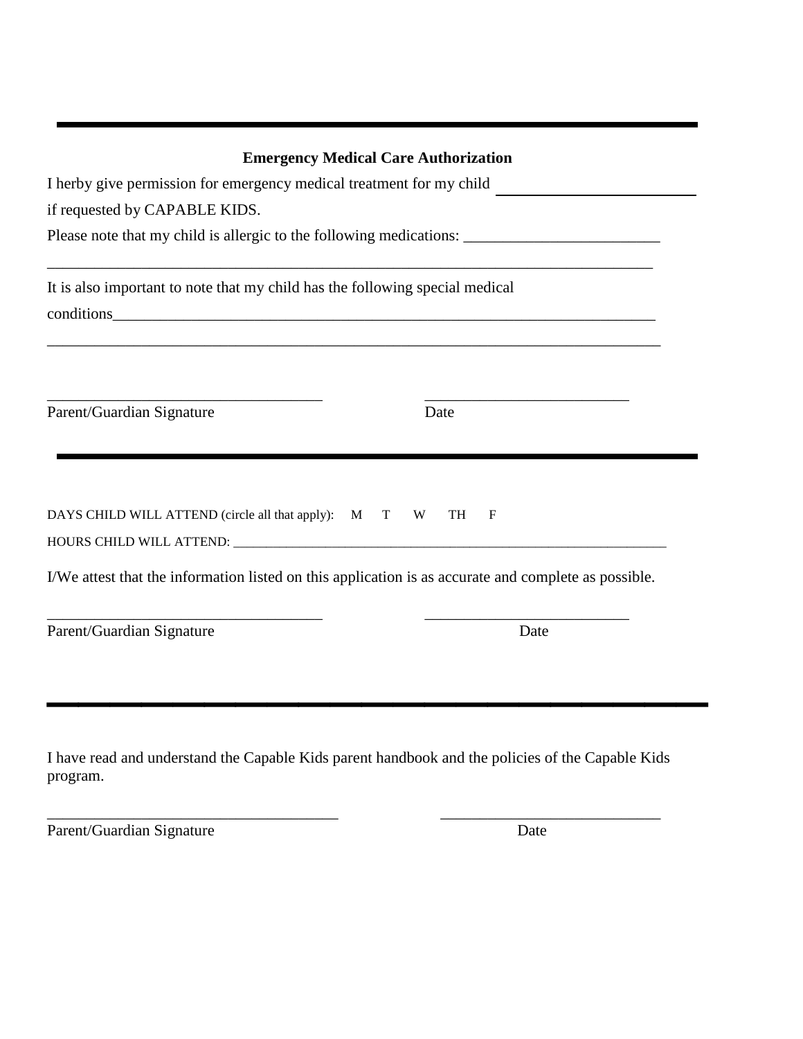---

**Emergency Medical Care Authorization**

I herby give permission for emergency medical treatment for my child ______________________

if requested by CAPABLE KIDS.

Please note that my child is allergic to the following medications: _________________________

_______________________________________________________________________________

It is also important to note that my child has the following special medical conditions_______________________________________________________________________

_______________________________________________________________________________

___________________________________ ___________________________

Parent/Guardian Signature Date

---

DAYS CHILD WILL ATTEND (circle all that apply): M T W TH F

HOURS CHILD WILL ATTEND: ___________________________________________________________________

I/We attest that the information listed on this application is as accurate and complete as possible.

___________________________________ ___________________________

Parent/Guardian Signature Date

---

I have read and understand the Capable Kids parent handbook and the policies of the Capable Kids program.

_____________________________________ ____________________________

Parent/Guardian Signature Date